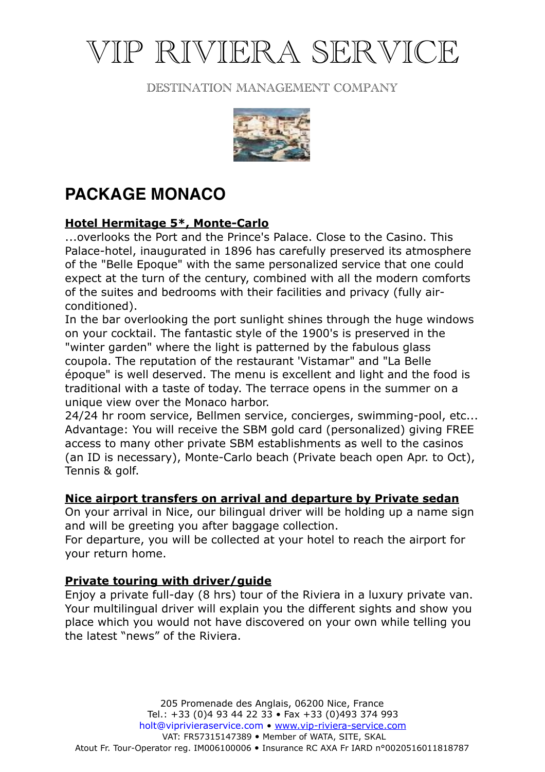# VIP RIVIERA SERVICE

DESTINATION MANAGEMENT COMPANY

## PACKAGE MONACO

**Hotel Hermitage 5*, Monte-Carlo**

...overlooks the Port and the Prince's Palace. Close to the Casino. This Palace-hotel, inaugurated in 1896 has carefully preserved its atmosphere of the "Belle Epoque" with the same personalized service that one could expect at the turn of the century, combined with all the modern comforts of the suites and bedrooms with their facilities and privacy (fully air-conditioned).

In the bar overlooking the port sunlight shines through the huge windows on your cocktail. The fantastic style of the 1900's is preserved in the "winter garden" where the light is patterned by the fabulous glass coupola. The reputation of the restaurant 'Vistamar" and "La Belle époque" is well deserved. The menu is excellent and light and the food is traditional with a taste of today. The terrace opens in the summer on a unique view over the Monaco harbor.

24/24 hr room service, Bellmen service, concierges, swimming-pool, etc... Advantage: You will receive the SBM gold card (personalized) giving FREE access to many other private SBM establishments as well to the casinos (an ID is necessary), Monte-Carlo beach (Private beach open Apr. to Oct), Tennis & golf.

**Nice airport transfers on arrival and departure by Private sedan**

On your arrival in Nice, our bilingual driver will be holding up a name sign and will be greeting you after baggage collection.

For departure, you will be collected at your hotel to reach the airport for your return home.

**Private touring with driver/guide**

Enjoy a private full-day (8 hrs) tour of the Riviera in a luxury private van. Your multilingual driver will explain you the different sights and show you place which you would not have discovered on your own while telling you the latest "news" of the Riviera.

205 Promenade des Anglais, 06200 Nice, France
Tel.: +33 (0)4 93 44 22 33 • Fax +33 (0)493 374 993
holt@viprivieraservice.com • www.vip-riviera-service.com
VAT: FR57315147389 • Member of WATA, SITE, SKAL
Atout Fr. Tour-Operator reg. IM006100006 • Insurance RC AXA Fr IARD n°0020516011818787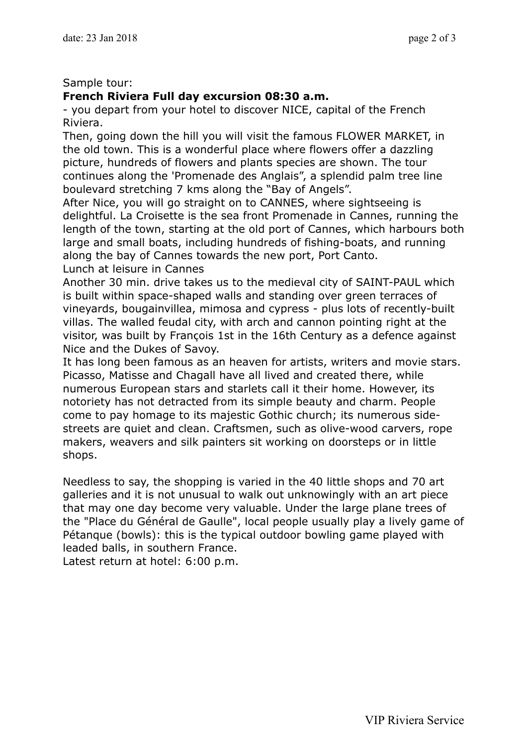Sample tour:

**French Riviera Full day excursion 08:30 a.m.**

- you depart from your hotel to discover NICE, capital of the French Riviera.

Then, going down the hill you will visit the famous FLOWER MARKET, in the old town. This is a wonderful place where flowers offer a dazzling picture, hundreds of flowers and plants species are shown. The tour continues along the 'Promenade des Anglais”, a splendid palm tree line boulevard stretching 7 kms along the “Bay of Angels”.

After Nice, you will go straight on to CANNES, where sightseeing is delightful. La Croisette is the sea front Promenade in Cannes, running the length of the town, starting at the old port of Cannes, which harbours both large and small boats, including hundreds of fishing-boats, and running along the bay of Cannes towards the new port, Port Canto.

Lunch at leisure in Cannes

Another 30 min. drive takes us to the medieval city of SAINT-PAUL which is built within space-shaped walls and standing over green terraces of vineyards, bougainvillea, mimosa and cypress - plus lots of recently-built villas. The walled feudal city, with arch and cannon pointing right at the visitor, was built by François 1st in the 16th Century as a defence against Nice and the Dukes of Savoy.

It has long been famous as an heaven for artists, writers and movie stars. Picasso, Matisse and Chagall have all lived and created there, while numerous European stars and starlets call it their home. However, its notoriety has not detracted from its simple beauty and charm. People come to pay homage to its majestic Gothic church; its numerous side-streets are quiet and clean. Craftsmen, such as olive-wood carvers, rope makers, weavers and silk painters sit working on doorsteps or in little shops.

Needless to say, the shopping is varied in the 40 little shops and 70 art galleries and it is not unusual to walk out unknowingly with an art piece that may one day become very valuable. Under the large plane trees of the "Place du Général de Gaulle", local people usually play a lively game of Pétanque (bowls): this is the typical outdoor bowling game played with leaded balls, in southern France.

Latest return at hotel: 6:00 p.m.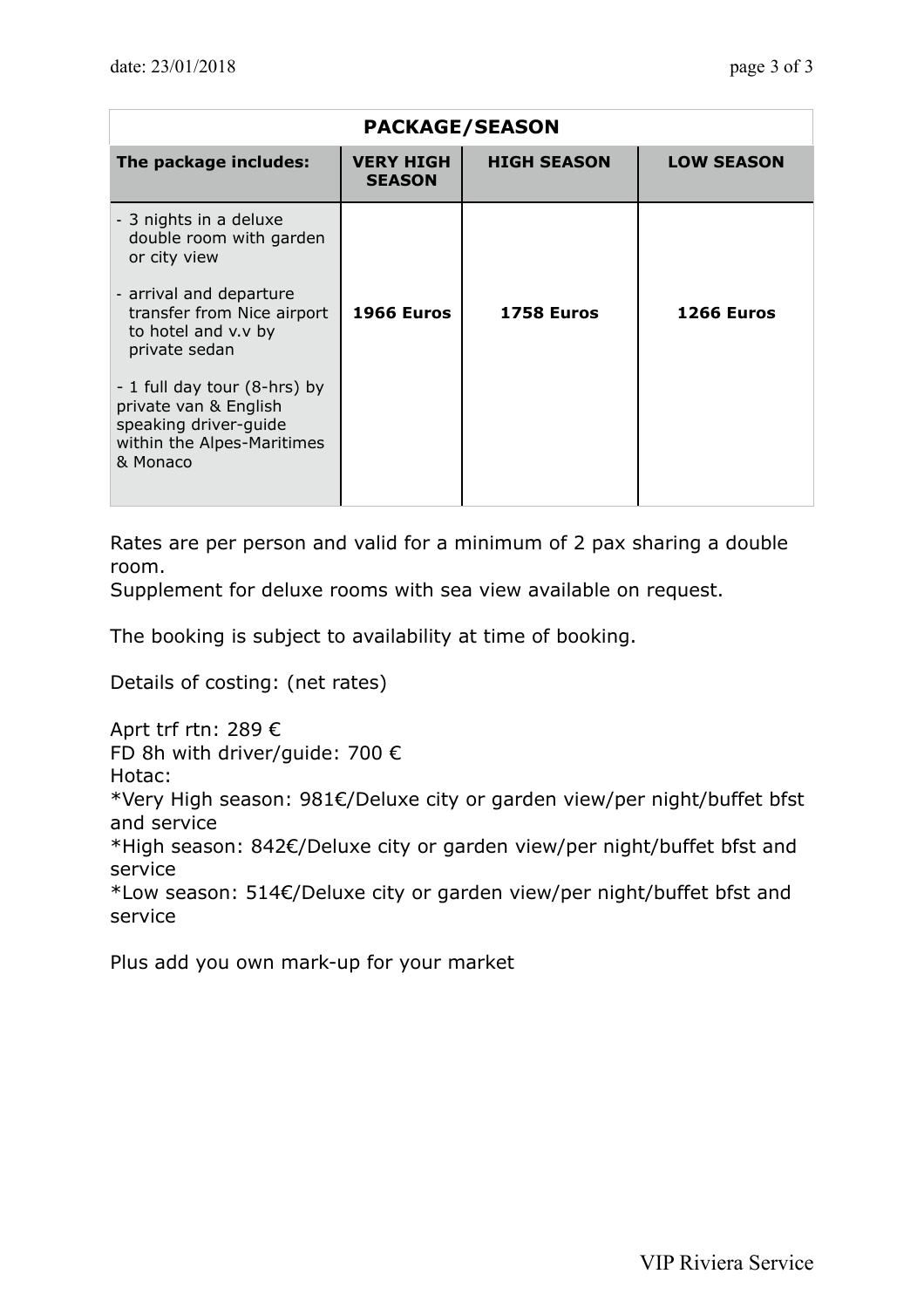| PACKAGE/SEASON | | | |
|---|---|---|---|
| **The package includes:** | **VERY HIGH SEASON** | **HIGH SEASON** | **LOW SEASON** |
| - 3 nights in a deluxe double room with garden or city view<br>- arrival and departure transfer from Nice airport to hotel and v.v by private sedan<br>- 1 full day tour (8-hrs) by private van & English speaking driver-guide within the Alpes-Maritimes & Monaco | **1966 Euros** | **1758 Euros** | **1266 Euros** |

Rates are per person and valid for a minimum of 2 pax sharing a double room.
Supplement for deluxe rooms with sea view available on request.

The booking is subject to availability at time of booking.

Details of costing: (net rates)

Aprt trf rtn: 289 €
FD 8h with driver/guide: 700 €
Hotac:
*Very High season: 981€/Deluxe city or garden view/per night/buffet bfst and service
*High season: 842€/Deluxe city or garden view/per night/buffet bfst and service
*Low season: 514€/Deluxe city or garden view/per night/buffet bfst and service

Plus add you own mark-up for your market

VIP Riviera Service